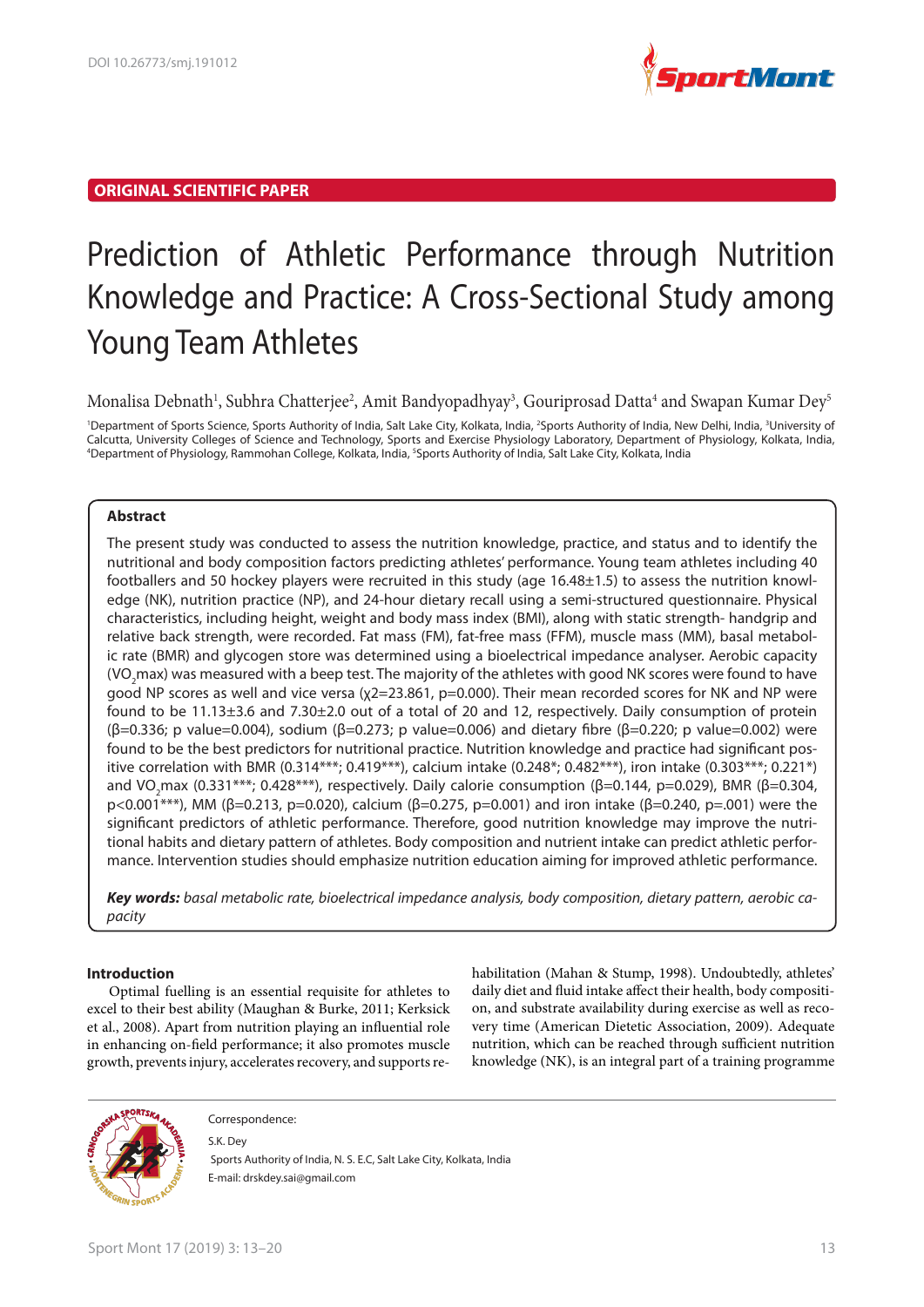DOI 10.26773/smj.191012

**ORIGINAL SCIENTIFIC PAPER**

# Prediction of Athletic Performance through Nutrition Knowledge and Practice: A Cross-Sectional Study among Young Team Athletes

Monalisa Debnath[1], Subhra Chatterjee[2], Amit Bandyopadhyay[3], Gouriprosad Datta[4] and Swapan Kumar Dey[5]

[1]Department of Sports Science, Sports Authority of India, Salt Lake City, Kolkata, India, [2]Sports Authority of India, New Delhi, India, [3]University of Calcutta, University Colleges of Science and Technology, Sports and Exercise Physiology Laboratory, Department of Physiology, Kolkata, India, [4]Department of Physiology, Rammohan College, Kolkata, India, [5]Sports Authority of India, Salt Lake City, Kolkata, India

## Abstract

The present study was conducted to assess the nutrition knowledge, practice, and status and to identify the nutritional and body composition factors predicting athletes' performance. Young team athletes including 40 footballers and 50 hockey players were recruited in this study (age 16.48±1.5) to assess the nutrition knowledge (NK), nutrition practice (NP), and 24-hour dietary recall using a semi-structured questionnaire. Physical characteristics, including height, weight and body mass index (BMI), along with static strength- handgrip and relative back strength, were recorded. Fat mass (FM), fat-free mass (FFM), muscle mass (MM), basal metabolic rate (BMR) and glycogen store was determined using a bioelectrical impedance analyser. Aerobic capacity ($VO_2max$) was measured with a beep test. The majority of the athletes with good NK scores were found to have good NP scores as well and vice versa ($\chi2$=23.861, p=0.000). Their mean recorded scores for NK and NP were found to be 11.13±3.6 and 7.30±2.0 out of a total of 20 and 12, respectively. Daily consumption of protein (β=0.336; p value=0.004), sodium (β=0.273; p value=0.006) and dietary fibre (β=0.220; p value=0.002) were found to be the best predictors for nutritional practice. Nutrition knowledge and practice had significant positive correlation with BMR (0.314***; 0.419***), calcium intake (0.248*; 0.482***), iron intake (0.303***; 0.221*) and $VO_2max$ (0.331***; 0.428***), respectively. Daily calorie consumption (β=0.144, p=0.029), BMR (β=0.304, p<0.001***), MM (β=0.213, p=0.020), calcium (β=0.275, p=0.001) and iron intake (β=0.240, p=.001) were the significant predictors of athletic performance. Therefore, good nutrition knowledge may improve the nutritional habits and dietary pattern of athletes. Body composition and nutrient intake can predict athletic performance. Intervention studies should emphasize nutrition education aiming for improved athletic performance.

***Key words:*** *basal metabolic rate, bioelectrical impedance analysis, body composition, dietary pattern, aerobic capacity*

## Introduction

Optimal fuelling is an essential requisite for athletes to excel to their best ability (Maughan & Burke, 2011; Kerksick et al., 2008). Apart from nutrition playing an influential role in enhancing on-field performance; it also promotes muscle growth, prevents injury, accelerates recovery, and supports rehabilitation (Mahan & Stump, 1998). Undoubtedly, athletes' daily diet and fluid intake affect their health, body composition, and substrate availability during exercise as well as recovery time (American Dietetic Association, 2009). Adequate nutrition, which can be reached through sufficient nutrition knowledge (NK), is an integral part of a training programme

Correspondence:

S.K. Dey

Sports Authority of India, N. S. E.C, Salt Lake City, Kolkata, India

E-mail: drskdey.sai@gmail.com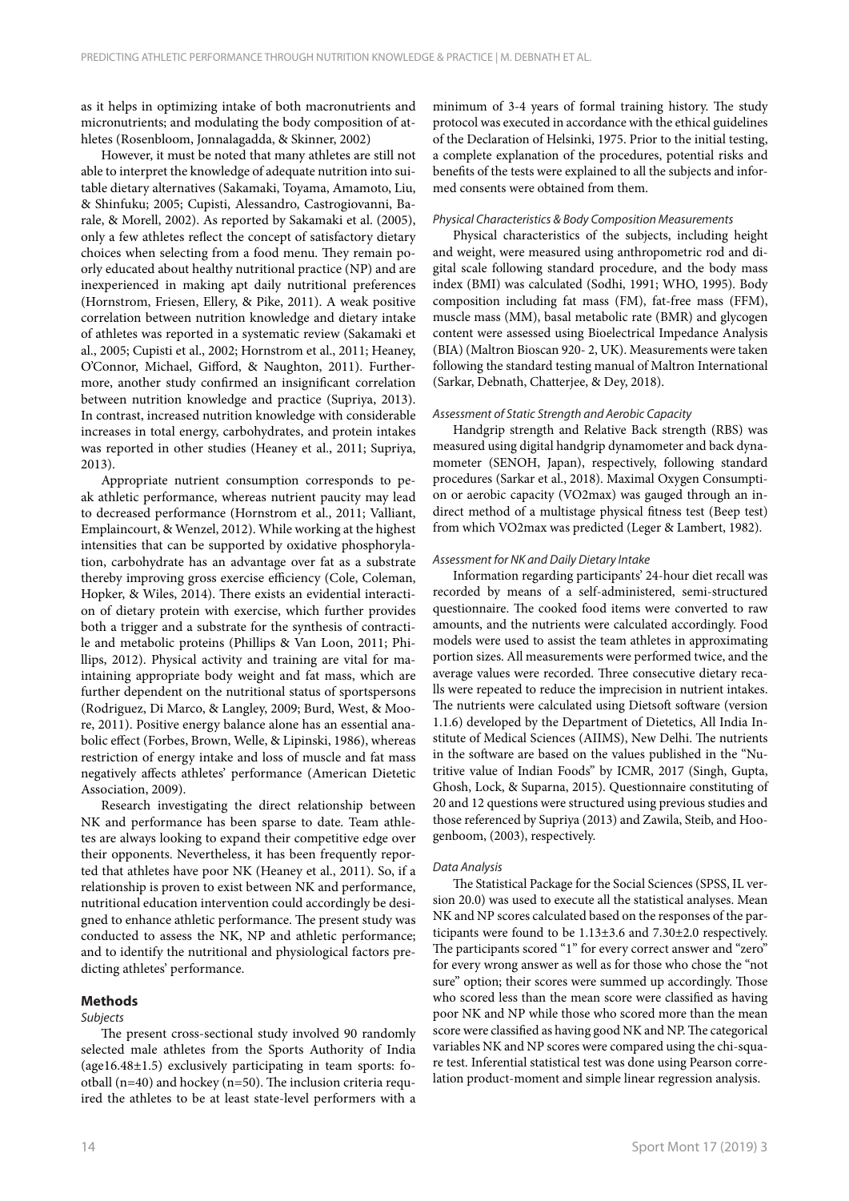as it helps in optimizing intake of both macronutrients and micronutrients; and modulating the body composition of athletes (Rosenbloom, Jonnalagadda, & Skinner, 2002)

However, it must be noted that many athletes are still not able to interpret the knowledge of adequate nutrition into suitable dietary alternatives (Sakamaki, Toyama, Amamoto, Liu, & Shinfuku; 2005; Cupisti, Alessandro, Castrogiovanni, Barale, & Morell, 2002). As reported by Sakamaki et al. (2005), only a few athletes reflect the concept of satisfactory dietary choices when selecting from a food menu. They remain poorly educated about healthy nutritional practice (NP) and are inexperienced in making apt daily nutritional preferences (Hornstrom, Friesen, Ellery, & Pike, 2011). A weak positive correlation between nutrition knowledge and dietary intake of athletes was reported in a systematic review (Sakamaki et al., 2005; Cupisti et al., 2002; Hornstrom et al., 2011; Heaney, O'Connor, Michael, Gifford, & Naughton, 2011). Furthermore, another study confirmed an insignificant correlation between nutrition knowledge and practice (Supriya, 2013). In contrast, increased nutrition knowledge with considerable increases in total energy, carbohydrates, and protein intakes was reported in other studies (Heaney et al., 2011; Supriya, 2013).

Appropriate nutrient consumption corresponds to peak athletic performance, whereas nutrient paucity may lead to decreased performance (Hornstrom et al., 2011; Valliant, Emplaincourt, & Wenzel, 2012). While working at the highest intensities that can be supported by oxidative phosphorylation, carbohydrate has an advantage over fat as a substrate thereby improving gross exercise efficiency (Cole, Coleman, Hopker, & Wiles, 2014). There exists an evidential interaction of dietary protein with exercise, which further provides both a trigger and a substrate for the synthesis of contractile and metabolic proteins (Phillips & Van Loon, 2011; Phillips, 2012). Physical activity and training are vital for maintaining appropriate body weight and fat mass, which are further dependent on the nutritional status of sportspersons (Rodriguez, Di Marco, & Langley, 2009; Burd, West, & Moore, 2011). Positive energy balance alone has an essential anabolic effect (Forbes, Brown, Welle, & Lipinski, 1986), whereas restriction of energy intake and loss of muscle and fat mass negatively affects athletes' performance (American Dietetic Association, 2009).

Research investigating the direct relationship between NK and performance has been sparse to date. Team athletes are always looking to expand their competitive edge over their opponents. Nevertheless, it has been frequently reported that athletes have poor NK (Heaney et al., 2011). So, if a relationship is proven to exist between NK and performance, nutritional education intervention could accordingly be designed to enhance athletic performance. The present study was conducted to assess the NK, NP and athletic performance; and to identify the nutritional and physiological factors predicting athletes' performance.

## Methods

### *Subjects*

The present cross-sectional study involved 90 randomly selected male athletes from the Sports Authority of India (age16.48±1.5) exclusively participating in team sports: football (n=40) and hockey (n=50). The inclusion criteria required the athletes to be at least state-level performers with a minimum of 3-4 years of formal training history. The study protocol was executed in accordance with the ethical guidelines of the Declaration of Helsinki, 1975. Prior to the initial testing, a complete explanation of the procedures, potential risks and benefits of the tests were explained to all the subjects and informed consents were obtained from them.

### *Physical Characteristics & Body Composition Measurements*

Physical characteristics of the subjects, including height and weight, were measured using anthropometric rod and digital scale following standard procedure, and the body mass index (BMI) was calculated (Sodhi, 1991; WHO, 1995). Body composition including fat mass (FM), fat-free mass (FFM), muscle mass (MM), basal metabolic rate (BMR) and glycogen content were assessed using Bioelectrical Impedance Analysis (BIA) (Maltron Bioscan 920- 2, UK). Measurements were taken following the standard testing manual of Maltron International (Sarkar, Debnath, Chatterjee, & Dey, 2018).

### *Assessment of Static Strength and Aerobic Capacity*

Handgrip strength and Relative Back strength (RBS) was measured using digital handgrip dynamometer and back dynamometer (SENOH, Japan), respectively, following standard procedures (Sarkar et al., 2018). Maximal Oxygen Consumption or aerobic capacity (VO2max) was gauged through an indirect method of a multistage physical fitness test (Beep test) from which VO2max was predicted (Leger & Lambert, 1982).

### *Assessment for NK and Daily Dietary Intake*

Information regarding participants' 24-hour diet recall was recorded by means of a self-administered, semi-structured questionnaire. The cooked food items were converted to raw amounts, and the nutrients were calculated accordingly. Food models were used to assist the team athletes in approximating portion sizes. All measurements were performed twice, and the average values were recorded. Three consecutive dietary recalls were repeated to reduce the imprecision in nutrient intakes. The nutrients were calculated using Dietsoft software (version 1.1.6) developed by the Department of Dietetics, All India Institute of Medical Sciences (AIIMS), New Delhi. The nutrients in the software are based on the values published in the "Nutritive value of Indian Foods" by ICMR, 2017 (Singh, Gupta, Ghosh, Lock, & Suparna, 2015). Questionnaire constituting of 20 and 12 questions were structured using previous studies and those referenced by Supriya (2013) and Zawila, Steib, and Hoogenboom, (2003), respectively.

### *Data Analysis*

The Statistical Package for the Social Sciences (SPSS, IL version 20.0) was used to execute all the statistical analyses. Mean NK and NP scores calculated based on the responses of the participants were found to be 1.13±3.6 and 7.30±2.0 respectively. The participants scored "1" for every correct answer and "zero" for every wrong answer as well as for those who chose the "not sure" option; their scores were summed up accordingly. Those who scored less than the mean score were classified as having poor NK and NP while those who scored more than the mean score were classified as having good NK and NP. The categorical variables NK and NP scores were compared using the chi-square test. Inferential statistical test was done using Pearson correlation product-moment and simple linear regression analysis.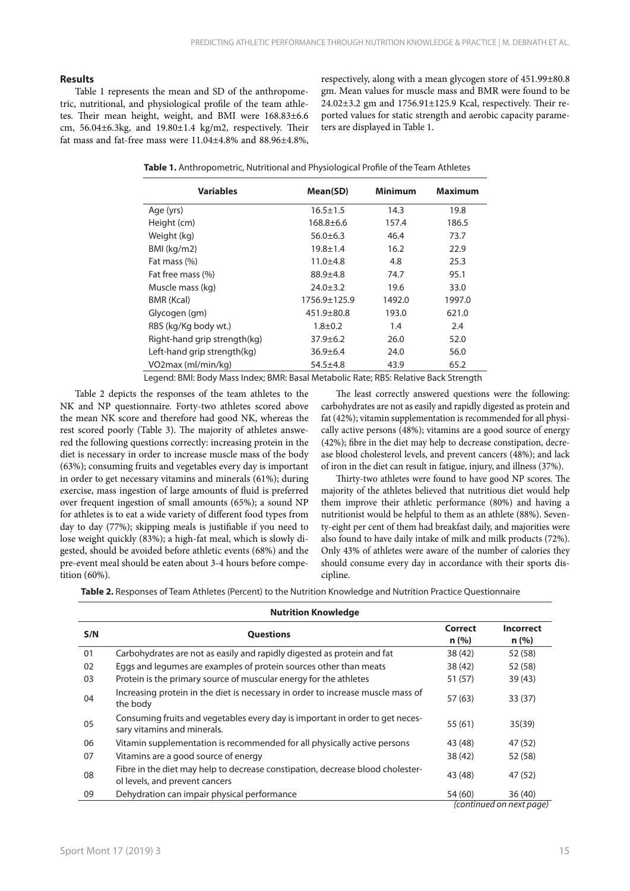## Results

Table 1 represents the mean and SD of the anthropometric, nutritional, and physiological profile of the team athletes. Their mean height, weight, and BMI were 168.83±6.6 cm, 56.04±6.3kg, and 19.80±1.4 kg/m2, respectively. Their fat mass and fat-free mass were 11.04±4.8% and 88.96±4.8%, respectively, along with a mean glycogen store of 451.99±80.8 gm. Mean values for muscle mass and BMR were found to be 24.02±3.2 gm and 1756.91±125.9 Kcal, respectively. Their reported values for static strength and aerobic capacity parameters are displayed in Table 1.

**Table 1.** Anthropometric, Nutritional and Physiological Profile of the Team Athletes

| Variables | Mean(SD) | Minimum | Maximum |
|---|---|---|---|
| Age (yrs) | 16.5±1.5 | 14.3 | 19.8 |
| Height (cm) | 168.8±6.6 | 157.4 | 186.5 |
| Weight (kg) | 56.0±6.3 | 46.4 | 73.7 |
| BMI (kg/m2) | 19.8±1.4 | 16.2 | 22.9 |
| Fat mass (%) | 11.0±4.8 | 4.8 | 25.3 |
| Fat free mass (%) | 88.9±4.8 | 74.7 | 95.1 |
| Muscle mass (kg) | 24.0±3.2 | 19.6 | 33.0 |
| BMR (Kcal) | 1756.9±125.9 | 1492.0 | 1997.0 |
| Glycogen (gm) | 451.9±80.8 | 193.0 | 621.0 |
| RBS (kg/Kg body wt.) | 1.8±0.2 | 1.4 | 2.4 |
| Right-hand grip strength(kg) | 37.9±6.2 | 26.0 | 52.0 |
| Left-hand grip strength(kg) | 36.9±6.4 | 24.0 | 56.0 |
| VO2max (ml/min/kg) | 54.5±4.8 | 43.9 | 65.2 |

Legend: BMI: Body Mass Index; BMR: Basal Metabolic Rate; RBS: Relative Back Strength

Table 2 depicts the responses of the team athletes to the NK and NP questionnaire. Forty-two athletes scored above the mean NK score and therefore had good NK, whereas the rest scored poorly (Table 3). The majority of athletes answered the following questions correctly: increasing protein in the diet is necessary in order to increase muscle mass of the body (63%); consuming fruits and vegetables every day is important in order to get necessary vitamins and minerals (61%); during exercise, mass ingestion of large amounts of fluid is preferred over frequent ingestion of small amounts (65%); a sound NP for athletes is to eat a wide variety of different food types from day to day (77%); skipping meals is justifiable if you need to lose weight quickly (83%); a high-fat meal, which is slowly digested, should be avoided before athletic events (68%) and the pre-event meal should be eaten about 3-4 hours before competition (60%).

The least correctly answered questions were the following: carbohydrates are not as easily and rapidly digested as protein and fat (42%); vitamin supplementation is recommended for all physically active persons (48%); vitamins are a good source of energy (42%); fibre in the diet may help to decrease constipation, decrease blood cholesterol levels, and prevent cancers (48%); and lack of iron in the diet can result in fatigue, injury, and illness (37%).

Thirty-two athletes were found to have good NP scores. The majority of the athletes believed that nutritious diet would help them improve their athletic performance (80%) and having a nutritionist would be helpful to them as an athlete (88%). Seventy-eight per cent of them had breakfast daily, and majorities were also found to have daily intake of milk and milk products (72%). Only 43% of athletes were aware of the number of calories they should consume every day in accordance with their sports discipline.

**Table 2.** Responses of Team Athletes (Percent) to the Nutrition Knowledge and Nutrition Practice Questionnaire

| Nutrition Knowledge | | | |
|---|---|---|---|
| S/N | Questions | Correct n (%) | Incorrect n (%) |
| 01 | Carbohydrates are not as easily and rapidly digested as protein and fat | 38 (42) | 52 (58) |
| 02 | Eggs and legumes are examples of protein sources other than meats | 38 (42) | 52 (58) |
| 03 | Protein is the primary source of muscular energy for the athletes | 51 (57) | 39 (43) |
| 04 | Increasing protein in the diet is necessary in order to increase muscle mass of the body | 57 (63) | 33 (37) |
| 05 | Consuming fruits and vegetables every day is important in order to get necessary vitamins and minerals. | 55 (61) | 35(39) |
| 06 | Vitamin supplementation is recommended for all physically active persons | 43 (48) | 47 (52) |
| 07 | Vitamins are a good source of energy | 38 (42) | 52 (58) |
| 08 | Fibre in the diet may help to decrease constipation, decrease blood cholesterol levels, and prevent cancers | 43 (48) | 47 (52) |
| 09 | Dehydration can impair physical performance | 54 (60) | 36 (40) |

*(continued on next page)*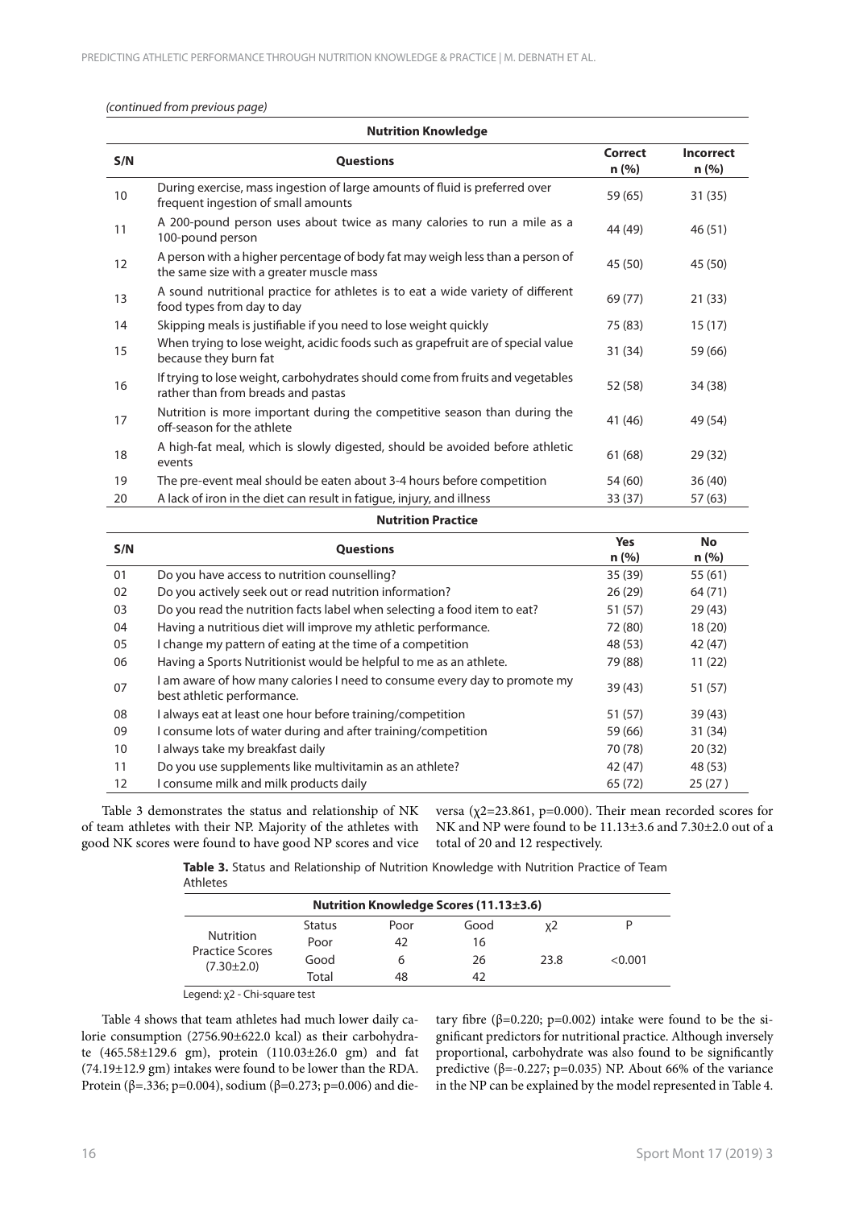*(continued from previous page)*

| Nutrition Knowledge | | | |
|---|---|---|---|
| **S/N** | **Questions** | **Correct n (%)** | **Incorrect n (%)** |
| 10 | During exercise, mass ingestion of large amounts of fluid is preferred over frequent ingestion of small amounts | 59 (65) | 31 (35) |
| 11 | A 200-pound person uses about twice as many calories to run a mile as a 100-pound person | 44 (49) | 46 (51) |
| 12 | A person with a higher percentage of body fat may weigh less than a person of the same size with a greater muscle mass | 45 (50) | 45 (50) |
| 13 | A sound nutritional practice for athletes is to eat a wide variety of different food types from day to day | 69 (77) | 21 (33) |
| 14 | Skipping meals is justifiable if you need to lose weight quickly | 75 (83) | 15 (17) |
| 15 | When trying to lose weight, acidic foods such as grapefruit are of special value because they burn fat | 31 (34) | 59 (66) |
| 16 | If trying to lose weight, carbohydrates should come from fruits and vegetables rather than from breads and pastas | 52 (58) | 34 (38) |
| 17 | Nutrition is more important during the competitive season than during the off-season for the athlete | 41 (46) | 49 (54) |
| 18 | A high-fat meal, which is slowly digested, should be avoided before athletic events | 61 (68) | 29 (32) |
| 19 | The pre-event meal should be eaten about 3-4 hours before competition | 54 (60) | 36 (40) |
| 20 | A lack of iron in the diet can result in fatigue, injury, and illness | 33 (37) | 57 (63) |

| Nutrition Practice | | | |
|---|---|---|---|
| **S/N** | **Questions** | **Yes n (%)** | **No n (%)** |
| 01 | Do you have access to nutrition counselling? | 35 (39) | 55 (61) |
| 02 | Do you actively seek out or read nutrition information? | 26 (29) | 64 (71) |
| 03 | Do you read the nutrition facts label when selecting a food item to eat? | 51 (57) | 29 (43) |
| 04 | Having a nutritious diet will improve my athletic performance. | 72 (80) | 18 (20) |
| 05 | I change my pattern of eating at the time of a competition | 48 (53) | 42 (47) |
| 06 | Having a Sports Nutritionist would be helpful to me as an athlete. | 79 (88) | 11 (22) |
| 07 | I am aware of how many calories I need to consume every day to promote my best athletic performance. | 39 (43) | 51 (57) |
| 08 | I always eat at least one hour before training/competition | 51 (57) | 39 (43) |
| 09 | I consume lots of water during and after training/competition | 59 (66) | 31 (34) |
| 10 | I always take my breakfast daily | 70 (78) | 20 (32) |
| 11 | Do you use supplements like multivitamin as an athlete? | 42 (47) | 48 (53) |
| 12 | I consume milk and milk products daily | 65 (72) | 25 (27 ) |

Table 3 demonstrates the status and relationship of NK of team athletes with their NP. Majority of the athletes with good NK scores were found to have good NP scores and vice versa ($\chi^2$=23.861, p=0.000). Their mean recorded scores for NK and NP were found to be 11.13±3.6 and 7.30±2.0 out of a total of 20 and 12 respectively.

**Table 3.** Status and Relationship of Nutrition Knowledge with Nutrition Practice of Team Athletes

| | Nutrition Knowledge Scores (11.13±3.6) | | | | |
|---|---|---|---|---|---|
| Nutrition Practice Scores (7.30±2.0) | Status | Poor | Good | $\chi^2$ | P |
| | Poor | 42 | 16 | | |
| | Good | 6 | 26 | 23.8 | <0.001 |
| | Total | 48 | 42 | | |

Legend: $\chi^2$ - Chi-square test

Table 4 shows that team athletes had much lower daily calorie consumption (2756.90±622.0 kcal) as their carbohydrate (465.58±129.6 gm), protein (110.03±26.0 gm) and fat (74.19±12.9 gm) intakes were found to be lower than the RDA. Protein (β=.336; p=0.004), sodium (β=0.273; p=0.006) and dietary fibre (β=0.220; p=0.002) intake were found to be the significant predictors for nutritional practice. Although inversely proportional, carbohydrate was also found to be significantly predictive (β=-0.227; p=0.035) NP. About 66% of the variance in the NP can be explained by the model represented in Table 4.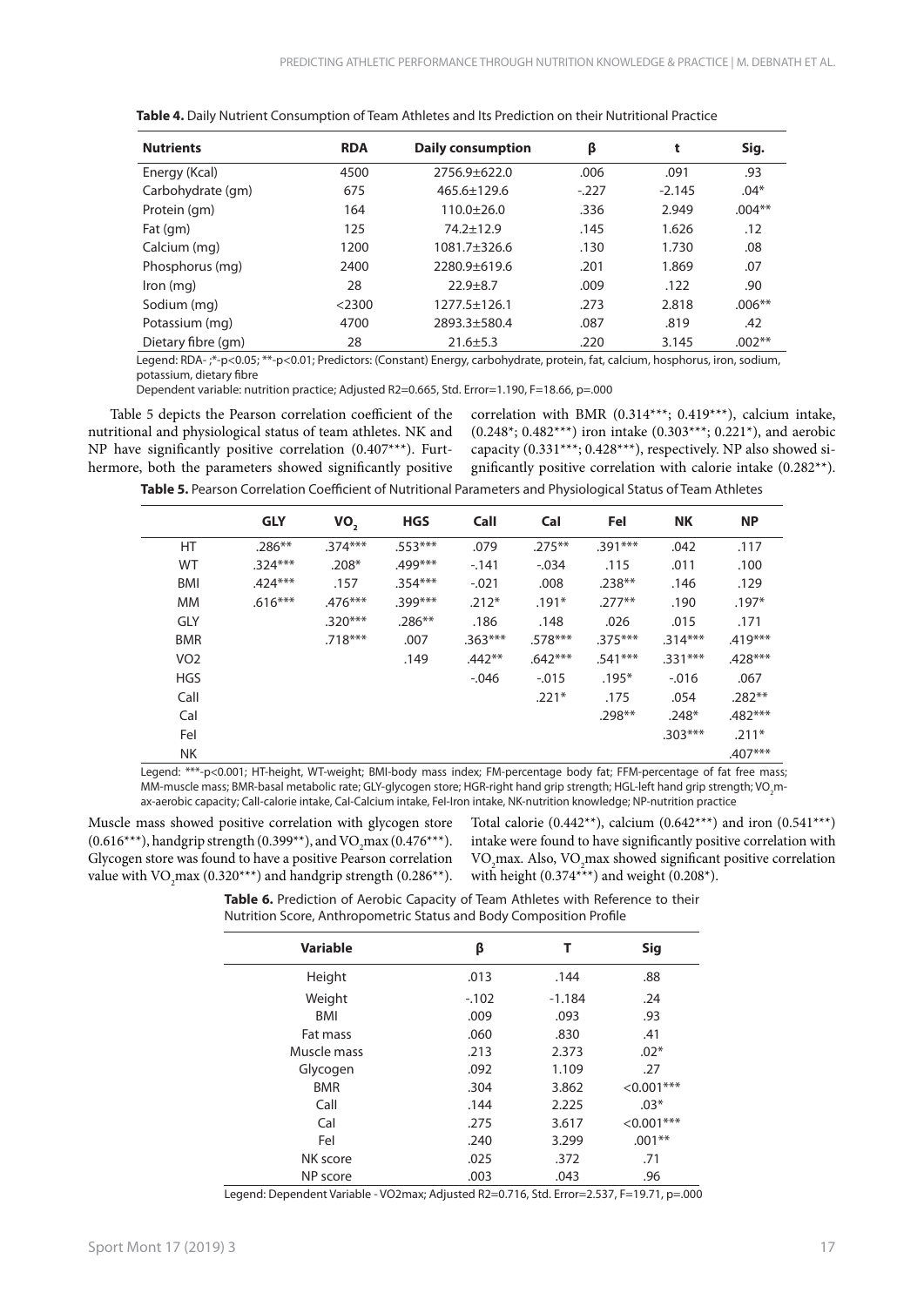**Table 4.** Daily Nutrient Consumption of Team Athletes and Its Prediction on their Nutritional Practice

| Nutrients | RDA | Daily consumption | β | t | Sig. |
|---|---|---|---|---|---|
| Energy (Kcal) | 4500 | 2756.9±622.0 | .006 | .091 | .93 |
| Carbohydrate (gm) | 675 | 465.6±129.6 | -.227 | -2.145 | .04* |
| Protein (gm) | 164 | 110.0±26.0 | .336 | 2.949 | .004** |
| Fat (gm) | 125 | 74.2±12.9 | .145 | 1.626 | .12 |
| Calcium (mg) | 1200 | 1081.7±326.6 | .130 | 1.730 | .08 |
| Phosphorus (mg) | 2400 | 2280.9±619.6 | .201 | 1.869 | .07 |
| Iron (mg) | 28 | 22.9±8.7 | .009 | .122 | .90 |
| Sodium (mg) | <2300 | 1277.5±126.1 | .273 | 2.818 | .006** |
| Potassium (mg) | 4700 | 2893.3±580.4 | .087 | .819 | .42 |
| Dietary fibre (gm) | 28 | 21.6±5.3 | .220 | 3.145 | .002** |

Legend: RDA- ;*-p<0.05; **-p<0.01; Predictors: (Constant) Energy, carbohydrate, protein, fat, calcium, hosphorus, iron, sodium, potassium, dietary fibre

Dependent variable: nutrition practice; Adjusted $R^2$=0.665, Std. Error=1.190, F=18.66, p=.000

Table 5 depicts the Pearson correlation coefficient of the nutritional and physiological status of team athletes. NK and NP have significantly positive correlation (0.407***). Furthermore, both the parameters showed significantly positive correlation with BMR (0.314***; 0.419***), calcium intake, (0.248*; 0.482***) iron intake (0.303***; 0.221*), and aerobic capacity (0.331***; 0.428***), respectively. NP also showed significantly positive correlation with calorie intake (0.282**).

**Table 5.** Pearson Correlation Coefficient of Nutritional Parameters and Physiological Status of Team Athletes

| | GLY | $VO_2$ | HGS | CalI | CaI | FeI | NK | NP |
|---|---|---|---|---|---|---|---|---|
| HT | .286** | .374*** | .553*** | .079 | .275** | .391*** | .042 | .117 |
| WT | .324*** | .208* | .499*** | -.141 | -.034 | .115 | .011 | .100 |
| BMI | .424*** | .157 | .354*** | -.021 | .008 | .238** | .146 | .129 |
| MM | .616*** | .476*** | .399*** | .212* | .191* | .277** | .190 | .197* |
| GLY | | .320*** | .286** | .186 | .148 | .026 | .015 | .171 |
| BMR | | .718*** | .007 | .363*** | .578*** | .375*** | .314*** | .419*** |
| VO2 | | | .149 | .442** | .642*** | .541*** | .331*** | .428*** |
| HGS | | | | -.046 | -.015 | .195* | -.016 | .067 |
| CalI | | | | | .221* | .175 | .054 | .282** |
| CaI | | | | | | .298** | .248* | .482*** |
| FeI | | | | | | | .303*** | .211* |
| NK | | | | | | | | .407*** |

Legend: ***-p<0.001; HT-height, WT-weight; BMI-body mass index; FM-percentage body fat; FFM-percentage of fat free mass; MM-muscle mass; BMR-basal metabolic rate; GLY-glycogen store; HGR-right hand grip strength; HGL-left hand grip strength; $VO_2$max-aerobic capacity; CalI-calorie intake, CaI-Calcium intake, FeI-Iron intake, NK-nutrition knowledge; NP-nutrition practice

Muscle mass showed positive correlation with glycogen store (0.616***), handgrip strength (0.399**), and $VO_2$max (0.476***). Glycogen store was found to have a positive Pearson correlation value with $VO_2$max (0.320***) and handgrip strength (0.286**). Total calorie (0.442**), calcium (0.642***) and iron (0.541***) intake were found to have significantly positive correlation with $VO_2$max. Also, $VO_2$max showed significant positive correlation with height (0.374***) and weight (0.208*).

**Table 6.** Prediction of Aerobic Capacity of Team Athletes with Reference to their Nutrition Score, Anthropometric Status and Body Composition Profile

| Variable | β | T | Sig |
|---|---|---|---|
| Height | .013 | .144 | .88 |
| Weight | -.102 | -1.184 | .24 |
| BMI | .009 | .093 | .93 |
| Fat mass | .060 | .830 | .41 |
| Muscle mass | .213 | 2.373 | .02* |
| Glycogen | .092 | 1.109 | .27 |
| BMR | .304 | 3.862 | <0.001*** |
| CalI | .144 | 2.225 | .03* |
| CaI | .275 | 3.617 | <0.001*** |
| FeI | .240 | 3.299 | .001** |
| NK score | .025 | .372 | .71 |
| NP score | .003 | .043 | .96 |

Legend: Dependent Variable - VO2max; Adjusted $R^2$=0.716, Std. Error=2.537, F=19.71, p=.000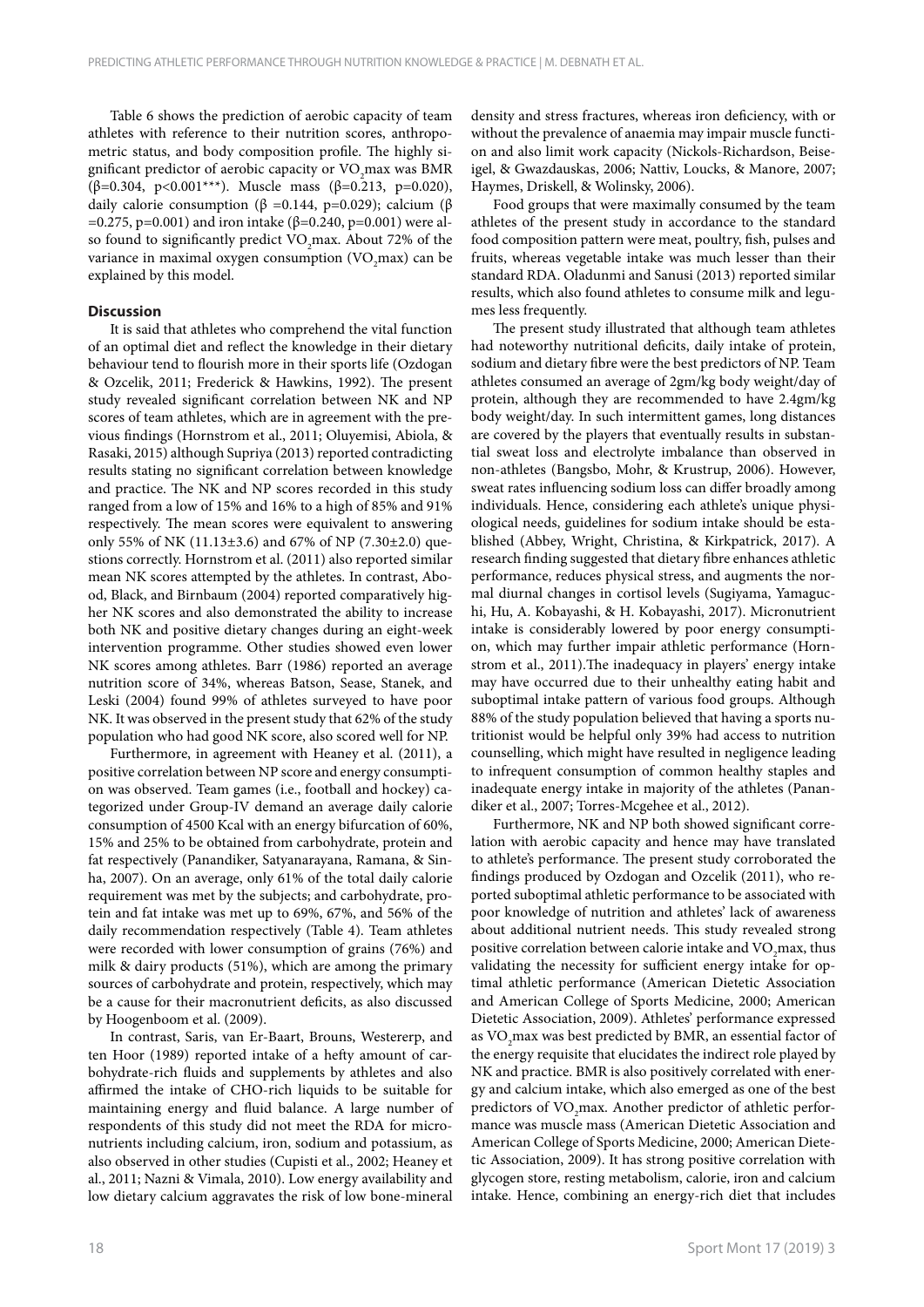Table 6 shows the prediction of aerobic capacity of team athletes with reference to their nutrition scores, anthropometric status, and body composition profile. The highly significant predictor of aerobic capacity or $VO_2$max was BMR ($\beta$=0.304, p<0.001***). Muscle mass ($\beta$=0.213, p=0.020), daily calorie consumption ($\beta$ =0.144, p=0.029); calcium ($\beta$ =0.275, p=0.001) and iron intake ($\beta$=0.240, p=0.001) were also found to significantly predict $VO_2$max. About 72% of the variance in maximal oxygen consumption ($VO_2$max) can be explained by this model.

### Discussion

It is said that athletes who comprehend the vital function of an optimal diet and reflect the knowledge in their dietary behaviour tend to flourish more in their sports life (Ozdogan & Ozcelik, 2011; Frederick & Hawkins, 1992). The present study revealed significant correlation between NK and NP scores of team athletes, which are in agreement with the previous findings (Hornstrom et al., 2011; Oluyemisi, Abiola, & Rasaki, 2015) although Supriya (2013) reported contradicting results stating no significant correlation between knowledge and practice. The NK and NP scores recorded in this study ranged from a low of 15% and 16% to a high of 85% and 91% respectively. The mean scores were equivalent to answering only 55% of NK (11.13±3.6) and 67% of NP (7.30±2.0) questions correctly. Hornstrom et al. (2011) also reported similar mean NK scores attempted by the athletes. In contrast, Abood, Black, and Birnbaum (2004) reported comparatively higher NK scores and also demonstrated the ability to increase both NK and positive dietary changes during an eight-week intervention programme. Other studies showed even lower NK scores among athletes. Barr (1986) reported an average nutrition score of 34%, whereas Batson, Sease, Stanek, and Leski (2004) found 99% of athletes surveyed to have poor NK. It was observed in the present study that 62% of the study population who had good NK score, also scored well for NP.

Furthermore, in agreement with Heaney et al. (2011), a positive correlation between NP score and energy consumption was observed. Team games (i.e., football and hockey) categorized under Group-IV demand an average daily calorie consumption of 4500 Kcal with an energy bifurcation of 60%, 15% and 25% to be obtained from carbohydrate, protein and fat respectively (Panandiker, Satyanarayana, Ramana, & Sinha, 2007). On an average, only 61% of the total daily calorie requirement was met by the subjects; and carbohydrate, protein and fat intake was met up to 69%, 67%, and 56% of the daily recommendation respectively (Table 4). Team athletes were recorded with lower consumption of grains (76%) and milk & dairy products (51%), which are among the primary sources of carbohydrate and protein, respectively, which may be a cause for their macronutrient deficits, as also discussed by Hoogenboom et al. (2009).

In contrast, Saris, van Er-Baart, Brouns, Westererp, and ten Hoor (1989) reported intake of a hefty amount of carbohydrate-rich fluids and supplements by athletes and also affirmed the intake of CHO-rich liquids to be suitable for maintaining energy and fluid balance. A large number of respondents of this study did not meet the RDA for micronutrients including calcium, iron, sodium and potassium, as also observed in other studies (Cupisti et al., 2002; Heaney et al., 2011; Nazni & Vimala, 2010). Low energy availability and low dietary calcium aggravates the risk of low bone-mineral density and stress fractures, whereas iron deficiency, with or without the prevalence of anaemia may impair muscle function and also limit work capacity (Nickols-Richardson, Beiseigel, & Gwazdauskas, 2006; Nattiv, Loucks, & Manore, 2007; Haymes, Driskell, & Wolinsky, 2006).

Food groups that were maximally consumed by the team athletes of the present study in accordance to the standard food composition pattern were meat, poultry, fish, pulses and fruits, whereas vegetable intake was much lesser than their standard RDA. Oladunmi and Sanusi (2013) reported similar results, which also found athletes to consume milk and legumes less frequently.

The present study illustrated that although team athletes had noteworthy nutritional deficits, daily intake of protein, sodium and dietary fibre were the best predictors of NP. Team athletes consumed an average of 2gm/kg body weight/day of protein, although they are recommended to have 2.4gm/kg body weight/day. In such intermittent games, long distances are covered by the players that eventually results in substantial sweat loss and electrolyte imbalance than observed in non-athletes (Bangsbo, Mohr, & Krustrup, 2006). However, sweat rates influencing sodium loss can differ broadly among individuals. Hence, considering each athlete's unique physiological needs, guidelines for sodium intake should be established (Abbey, Wright, Christina, & Kirkpatrick, 2017). A research finding suggested that dietary fibre enhances athletic performance, reduces physical stress, and augments the normal diurnal changes in cortisol levels (Sugiyama, Yamaguchi, Hu, A. Kobayashi, & H. Kobayashi, 2017). Micronutrient intake is considerably lowered by poor energy consumption, which may further impair athletic performance (Hornstrom et al., 2011).The inadequacy in players' energy intake may have occurred due to their unhealthy eating habit and suboptimal intake pattern of various food groups. Although 88% of the study population believed that having a sports nutritionist would be helpful only 39% had access to nutrition counselling, which might have resulted in negligence leading to infrequent consumption of common healthy staples and inadequate energy intake in majority of the athletes (Panandiker et al., 2007; Torres-Mcgehee et al., 2012).

Furthermore, NK and NP both showed significant correlation with aerobic capacity and hence may have translated to athlete's performance. The present study corroborated the findings produced by Ozdogan and Ozcelik (2011), who reported suboptimal athletic performance to be associated with poor knowledge of nutrition and athletes' lack of awareness about additional nutrient needs. This study revealed strong positive correlation between calorie intake and $VO_2$max, thus validating the necessity for sufficient energy intake for optimal athletic performance (American Dietetic Association and American College of Sports Medicine, 2000; American Dietetic Association, 2009). Athletes' performance expressed as $VO_2$max was best predicted by BMR, an essential factor of the energy requisite that elucidates the indirect role played by NK and practice. BMR is also positively correlated with energy and calcium intake, which also emerged as one of the best predictors of $VO_2$max. Another predictor of athletic performance was muscle mass (American Dietetic Association and American College of Sports Medicine, 2000; American Dietetic Association, 2009). It has strong positive correlation with glycogen store, resting metabolism, calorie, iron and calcium intake. Hence, combining an energy-rich diet that includes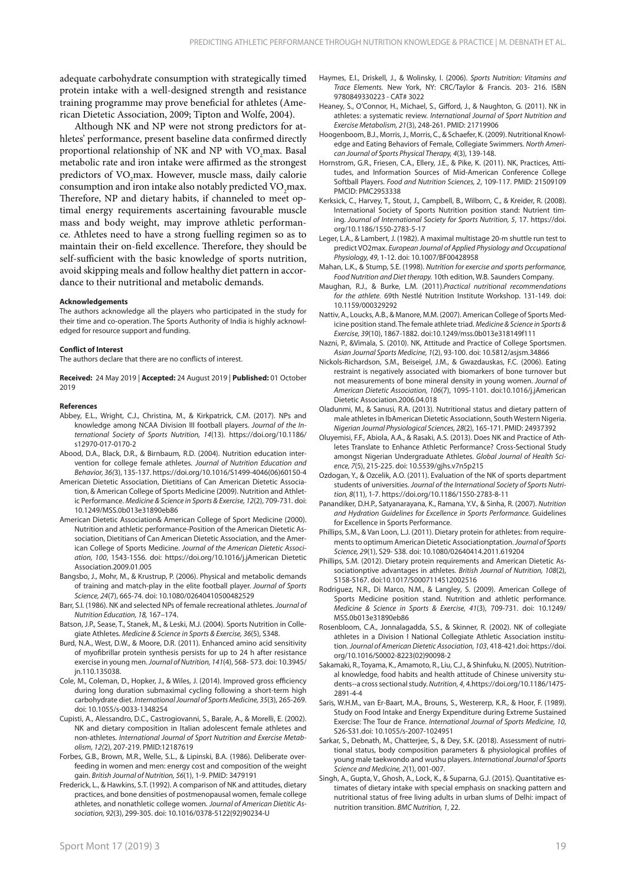adequate carbohydrate consumption with strategically timed protein intake with a well-designed strength and resistance training programme may prove beneficial for athletes (American Dietetic Association, 2009; Tipton and Wolfe, 2004).

Although NK and NP were not strong predictors for athletes' performance, present baseline data confirmed directly proportional relationship of NK and NP with $VO_2$max. Basal metabolic rate and iron intake were affirmed as the strongest predictors of $VO_2$max. However, muscle mass, daily calorie consumption and iron intake also notably predicted $VO_2$max. Therefore, NP and dietary habits, if channeled to meet optimal energy requirements ascertaining favourable muscle mass and body weight, may improve athletic performance. Athletes need to have a strong fuelling regimen so as to maintain their on-field excellence. Therefore, they should be self-sufficient with the basic knowledge of sports nutrition, avoid skipping meals and follow healthy diet pattern in accordance to their nutritional and metabolic demands.

#### Acknowledgements

The authors acknowledge all the players who participated in the study for their time and co-operation. The Sports Authority of India is highly acknowledged for resource support and funding.

#### Conflict of Interest

The authors declare that there are no conflicts of interest.

**Received:** 24 May 2019 | **Accepted:** 24 August 2019 | **Published:** 01 October 2019

#### References

Abbey, E.L., Wright, C.J., Christina, M., & Kirkpatrick, C.M. (2017). NPs and knowledge among NCAA Division III football players. *Journal of the International Society of Sports Nutrition, 14*(13). https://doi.org/10.1186/s12970-017-0170-2

Abood, D.A., Black, D.R., & Birnbaum, R.D. (2004). Nutrition education intervention for college female athletes. *Journal of Nutrition Education and Behavior, 36*(3), 135-137. https://doi.org/10.1016/S1499-4046(06)60150-4

American Dietetic Association, Dietitians of Can American Dietetic Association, & American College of Sports Medicine (2009). Nutrition and Athletic Performance. *Medicine & Science in Sports & Exercise, 12*(2), 709-731. doi: 10.1249/MSS.0b013e31890eb86

American Dietetic Association& American College of Sport Medicine (2000). Nutrition and athletic performance-Position of the American Dietetic Association, Dietitians of Can American Dietetic Association, and the American College of Sports Medicine. *Journal of the American Dietetic Association, 100*, 1543-1556. doi: https://doi.org/10.1016/j.jAmerican Dietetic Association.2009.01.005

Bangsbo, J., Mohr, M., & Krustrup, P. (2006). Physical and metabolic demands of training and match-play in the elite football player. *Journal of Sports Science, 24*(7), 665-74. doi: 10.1080/02640410500482529

Barr, S.I. (1986). NK and selected NPs of female recreational athletes. *Journal of Nutrition Education, 18,* 167–174.

Batson, J.P., Sease, T., Stanek, M., & Leski, M.J. (2004). Sports Nutrition in Collegiate Athletes. *Medicine & Science in Sports & Exercise, 36*(5), S348.

Burd, N.A., West, D.W., & Moore, D.R. (2011). Enhanced amino acid sensitivity of myofibrillar protein synthesis persists for up to 24 h after resistance exercise in young men. *Journal of Nutrition, 141*(4), 568- 573. doi: 10.3945/jn.110.135038.

Cole, M., Coleman, D., Hopker, J., & Wiles, J. (2014). Improved gross efficiency during long duration submaximal cycling following a short-term high carbohydrate diet. *International Journal of Sports Medicine, 35*(3), 265-269. doi: 10.1055/s-0033-1348254

Cupisti, A., Alessandro, D.C., Castrogiovanni, S., Barale, A., & Morelli, E. (2002). NK and dietary composition in Italian adolescent female athletes and non-athletes. *International Journal of Sport Nutrition and Exercise Metabolism, 12*(2), 207-219. PMID:12187619

Forbes, G.B., Brown, M.R., Welle, S.L., & Lipinski, B.A. (1986). Deliberate overfeeding in women and men: energy cost and composition of the weight gain. *British Journal of Nutrition, 56*(1), 1-9. PMID: 3479191

Frederick, L., & Hawkins, S.T. (1992). A comparison of NK and attitudes, dietary practices, and bone densities of postmenopausal women, female college athletes, and nonathletic college women. *Journal of American Dietitic Association, 92*(3), 299-305. doi: 10.1016/0378-5122(92)90234-U

Haymes, E.I., Driskell, J., & Wolinsky, I. (2006). *Sports Nutrition: Vitamins and Trace Elements.* New York, NY: CRC/Taylor & Francis. 203- 216. ISBN 9780849330223 - CAT# 3022

Heaney, S., O'Connor, H., Michael, S., Gifford, J., & Naughton, G. (2011). NK in athletes: a systematic review. *International Journal of Sport Nutrition and Exercise Metabolism, 21*(3), 248-261. PMID: 21719906

Hoogenboom, B.J., Morris, J., Morris, C., & Schaefer, K. (2009). Nutritional Knowledge and Eating Behaviors of Female, Collegiate Swimmers. *North American Journal of Sports Physical Therapy, 4*(3), 139-148.

Hornstrom, G.R., Friesen, C.A., Ellery, J.E., & Pike, K. (2011). NK, Practices, Attitudes, and Information Sources of Mid-American Conference College Softball Players. *Food and Nutrition Sciences, 2*, 109-117. PMID: 21509109 PMCID: PMC2953338

Kerksick, C., Harvey, T., Stout, J., Campbell, B., Wilborn, C., & Kreider, R. (2008). International Society of Sports Nutrition position stand: Nutrient timing. *Journal of International Society for Sports Nutrition, 5*, 17. https://doi.org/10.1186/1550-2783-5-17

Leger, L.A., & Lambert, J. (1982). A maximal multistage 20-m shuttle run test to predict VO2max. *European Journal of Applied Physiology and Occupational Physiology, 49*, 1-12. doi: 10.1007/BF00428958

Mahan, L.K., & Stump, S.E. (1998). *Nutrition for exercise and sports performance, Food Nutrition and Diet therapy.* 10th edition, W.B. Saunders Company.

Maughan, R.J., & Burke, L.M. (2011).*Practical nutritional recommendations for the athlete.* 69th Nestlé Nutrition Institute Workshop. 131-149. doi: 10.1159/000329292

Nattiv, A., Loucks, A.B., & Manore, M.M. (2007). American College of Sports Medicine position stand. The female athlete triad. *Medicine & Science in Sports & Exercise, 39*(10), 1867-1882. doi:10.1249/mss.0b013e318149f111

Nazni, P., &Vimala, S. (2010). NK, Attitude and Practice of College Sportsmen. *Asian Journal Sports Medicine, 1*(2), 93-100. doi: 10.5812/asjsm.34866

Nickols-Richardson, S.M., Beiseigel, J.M., & Gwazdauskas, F.C. (2006). Eating restraint is negatively associated with biomarkers of bone turnover but not measurements of bone mineral density in young women. *Journal of American Dietetic Association, 106*(7), 1095-1101. doi:10.1016/j.jAmerican Dietetic Association.2006.04.018

Oladunmi, M., & Sanusi, R.A. (2013). Nutritional status and dietary pattern of male athletes in IbAmerican Dietetic Associationn, South Western Nigeria. *Nigerian Journal Physiological Sciences, 28*(2), 165-171. PMID: 24937392

Oluyemisi, F.F., Abiola, A.A., & Rasaki, A.S. (2013). Does NK and Practice of Athletes Translate to Enhance Athletic Performance? Cross-Sectional Study amongst Nigerian Undergraduate Athletes. *Global Journal of Health Science, 7*(5), 215-225. doi: 10.5539/gjhs.v7n5p215

Ozdogan, Y., & Ozcelik, A.O. (2011). Evaluation of the NK of sports department students of universities. *Journal of the International Society of Sports Nutrition, 8*(11), 1-7. https://doi.org/10.1186/1550-2783-8-11

Panandiker, D.H.P., Satyanarayana, K., Ramana, Y.V., & Sinha, R. (2007). *Nutrition and Hydration Guidelines for Excellence in Sports Performance.* Guidelines for Excellence in Sports Performance.

Phillips, S.M., & Van Loon, L.J. (2011). Dietary protein for athletes: from requirements to optimum American Dietetic Associationptation. *Journal of Sports Science, 29*(1), S29- S38. doi: 10.1080/02640414.2011.619204

Phillips, S.M. (2012). Dietary protein requirements and American Dietetic Associationptive advantages in athletes. *British Journal of Nutrition, 108*(2), S158-S167. doi:10.1017/S0007114512002516

Rodriguez, N.R., Di Marco, N.M., & Langley, S. (2009). American College of Sports Medicine position stand. Nutrition and athletic performance. *Medicine & Science in Sports & Exercise, 41*(3), 709-731. doi: 10.1249/MSS.0b013e31890eb86

Rosenbloom, C.A., Jonnalagadda, S.S., & Skinner, R. (2002). NK of collegiate athletes in a Division I National Collegiate Athletic Association institution. *Journal of American Dietetic Association, 103*, 418-421.doi: https://doi.org/10.1016/S0002-8223(02)90098-2

Sakamaki, R., Toyama, K., Amamoto, R., Liu, C.J., & Shinfuku, N. (2005). Nutritional knowledge, food habits and health attitude of Chinese university students--a cross sectional study. *Nutrition, 4*, 4.https://doi.org/10.1186/1475-2891-4-4

Saris, W.H.M., van Er-Baart, M.A., Brouns, S., Westererp, K.R., & Hoor, F. (1989). Study on Food Intake and Energy Expenditure during Extreme Sustained Exercise: The Tour de France. *International Journal of Sports Medicine, 10*, S26-S31.doi: 10.1055/s-2007-1024951

Sarkar, S., Debnath, M., Chatterjee, S., & Dey, S.K. (2018). Assessment of nutritional status, body composition parameters & physiological profiles of young male taekwondo and wushu players. *International Journal of Sports Science and Medicine, 2*(1), 001-007.

Singh, A., Gupta, V., Ghosh, A., Lock, K., & Suparna, G.J. (2015). Quantitative estimates of dietary intake with special emphasis on snacking pattern and nutritional status of free living adults in urban slums of Delhi: impact of nutrition transition. *BMC Nutrition, 1*, 22.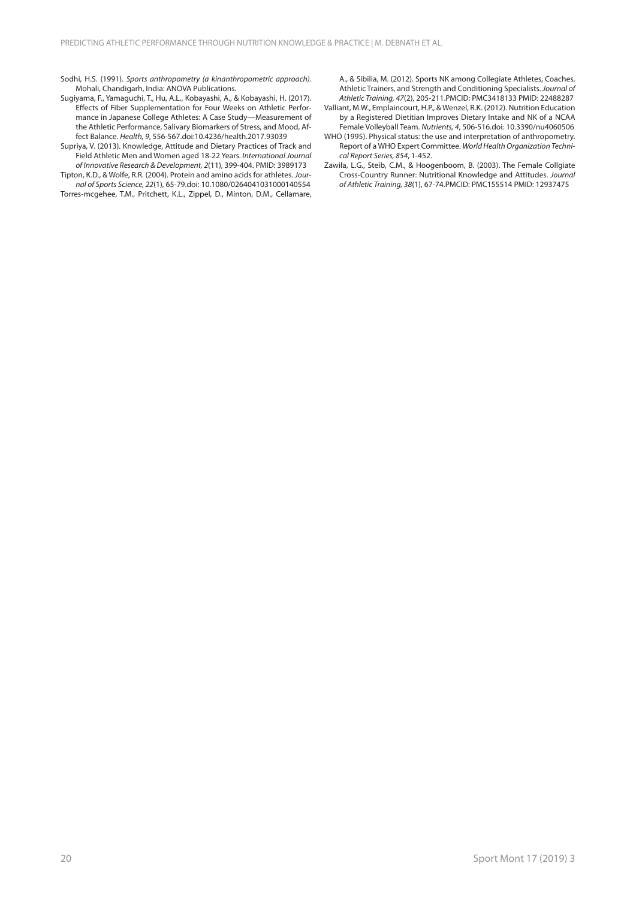Sodhi, H.S. (1991). *Sports anthropometry (a kinanthropometric approach)*. Mohali, Chandigarh, India: ANOVA Publications.

Sugiyama, F., Yamaguchi, T., Hu, A.L., Kobayashi, A., & Kobayashi, H. (2017). Effects of Fiber Supplementation for Four Weeks on Athletic Performance in Japanese College Athletes: A Case Study—Measurement of the Athletic Performance, Salivary Biomarkers of Stress, and Mood, Affect Balance. *Health, 9*, 556-567.doi:10.4236/health.2017.93039

Supriya, V. (2013). Knowledge, Attitude and Dietary Practices of Track and Field Athletic Men and Women aged 18-22 Years. *International Journal of Innovative Research & Development, 2*(11), 399-404. PMID: 3989173

Tipton, K.D., & Wolfe, R.R. (2004). Protein and amino acids for athletes. *Journal of Sports Science, 22*(1), 65-79.doi: 10.1080/0264041031000140554

Torres-mcgehee, T.M., Pritchett, K.L., Zippel, D., Minton, D.M., Cellamare, A., & Sibilia, M. (2012). Sports NK among Collegiate Athletes, Coaches, Athletic Trainers, and Strength and Conditioning Specialists. *Journal of Athletic Training, 47*(2), 205-211.PMCID: PMC3418133 PMID: 22488287

Valliant, M.W., Emplaincourt, H.P., & Wenzel, R.K. (2012). Nutrition Education by a Registered Dietitian Improves Dietary Intake and NK of a NCAA Female Volleyball Team. *Nutrients, 4*, 506-516.doi: 10.3390/nu4060506

WHO (1995). Physical status: the use and interpretation of anthropometry. Report of a WHO Expert Committee. *World Health Organization Technical Report Series, 854*, 1-452.

Zawila, L.G., Steib, C.M., & Hoogenboom, B. (2003). The Female Collgiate Cross-Country Runner: Nutritional Knowledge and Attitudes. *Journal of Athletic Training, 38*(1), 67-74.PMCID: PMC155514 PMID: 12937475